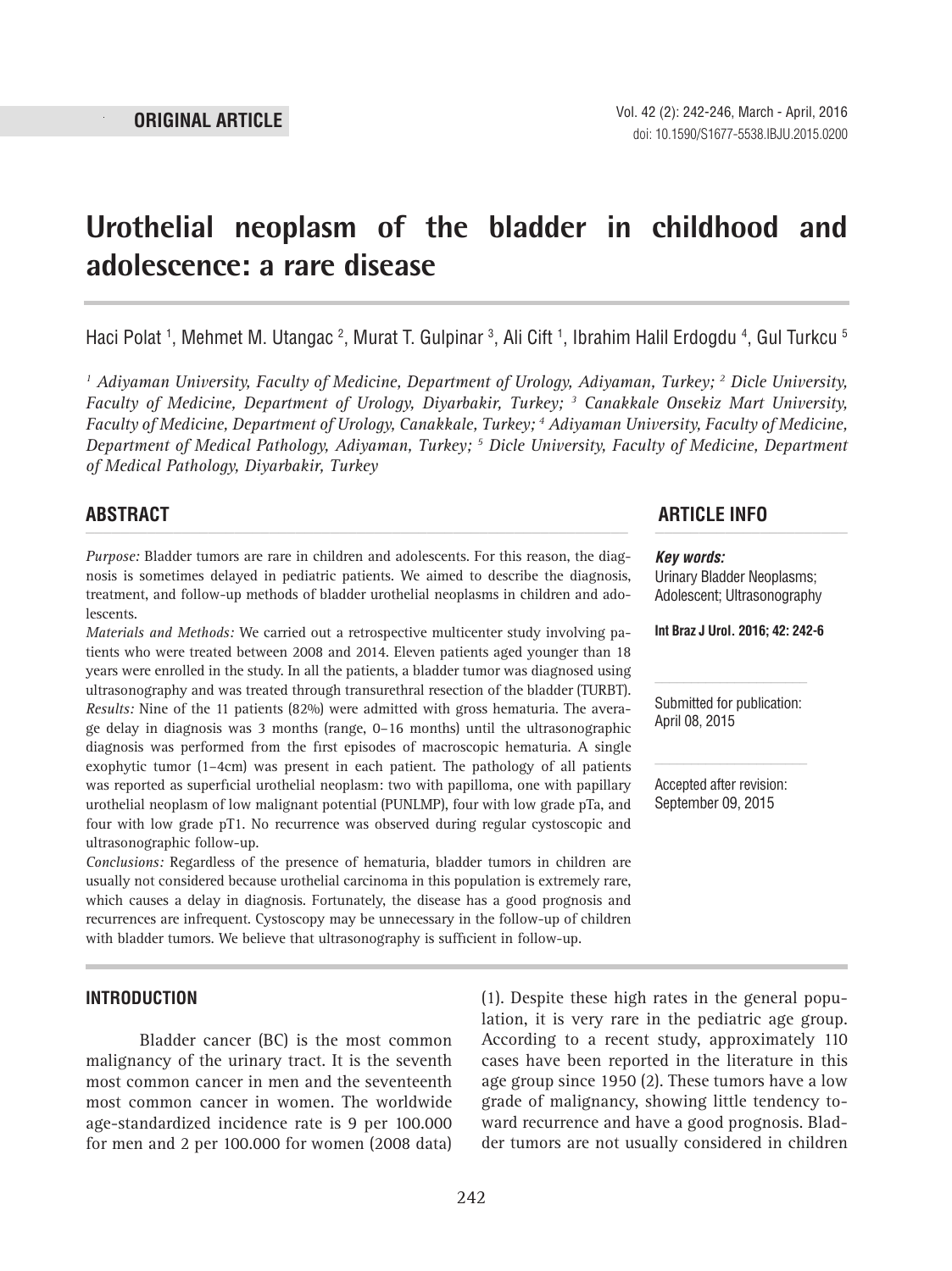ORIGINAL ARTICLE

# Urothelial neoplasm of the bladder in childhood and adolescence: a rare disease

Haci Polat [1], Mehmet M. Utangac [2], Murat T. Gulpinar [3], Ali Cift [1], Ibrahim Halil Erdogdu [4], Gul Turkcu [5]

*[1] Adiyaman University, Faculty of Medicine, Department of Urology, Adiyaman, Turkey; [2] Dicle University, Faculty of Medicine, Department of Urology, Diyarbakir, Turkey; [3] Canakkale Onsekiz Mart University, Faculty of Medicine, Department of Urology, Canakkale, Turkey; [4] Adiyaman University, Faculty of Medicine, Department of Medical Pathology, Adiyaman, Turkey; [5] Dicle University, Faculty of Medicine, Department of Medical Pathology, Diyarbakir, Turkey*

## ABSTRACT

*Purpose:* Bladder tumors are rare in children and adolescents. For this reason, the diagnosis is sometimes delayed in pediatric patients. We aimed to describe the diagnosis, treatment, and follow-up methods of bladder urothelial neoplasms in children and adolescents.

*Materials and Methods:* We carried out a retrospective multicenter study involving patients who were treated between 2008 and 2014. Eleven patients aged younger than 18 years were enrolled in the study. In all the patients, a bladder tumor was diagnosed using ultrasonography and was treated through transurethral resection of the bladder (TURBT).

*Results:* Nine of the 11 patients (82%) were admitted with gross hematuria. The average delay in diagnosis was 3 months (range, 0–16 months) until the ultrasonographic diagnosis was performed from the first episodes of macroscopic hematuria. A single exophytic tumor (1–4cm) was present in each patient. The pathology of all patients was reported as superficial urothelial neoplasm: two with papilloma, one with papillary urothelial neoplasm of low malignant potential (PUNLMP), four with low grade pTa, and four with low grade pT1. No recurrence was observed during regular cystoscopic and ultrasonographic follow-up.

*Conclusions:* Regardless of the presence of hematuria, bladder tumors in children are usually not considered because urothelial carcinoma in this population is extremely rare, which causes a delay in diagnosis. Fortunately, the disease has a good prognosis and recurrences are infrequent. Cystoscopy may be unnecessary in the follow-up of children with bladder tumors. We believe that ultrasonography is sufficient in follow-up.

## ARTICLE INFO

***Key words:***
Urinary Bladder Neoplasms; Adolescent; Ultrasonography

**Int Braz J Urol. 2016; 42: 242-6**

Submitted for publication: April 08, 2015

Accepted after revision: September 09, 2015

## INTRODUCTION

Bladder cancer (BC) is the most common malignancy of the urinary tract. It is the seventh most common cancer in men and the seventeenth most common cancer in women. The worldwide age-standardized incidence rate is 9 per 100.000 for men and 2 per 100.000 for women (2008 data) (1). Despite these high rates in the general population, it is very rare in the pediatric age group. According to a recent study, approximately 110 cases have been reported in the literature in this age group since 1950 (2). These tumors have a low grade of malignancy, showing little tendency toward recurrence and have a good prognosis. Bladder tumors are not usually considered in children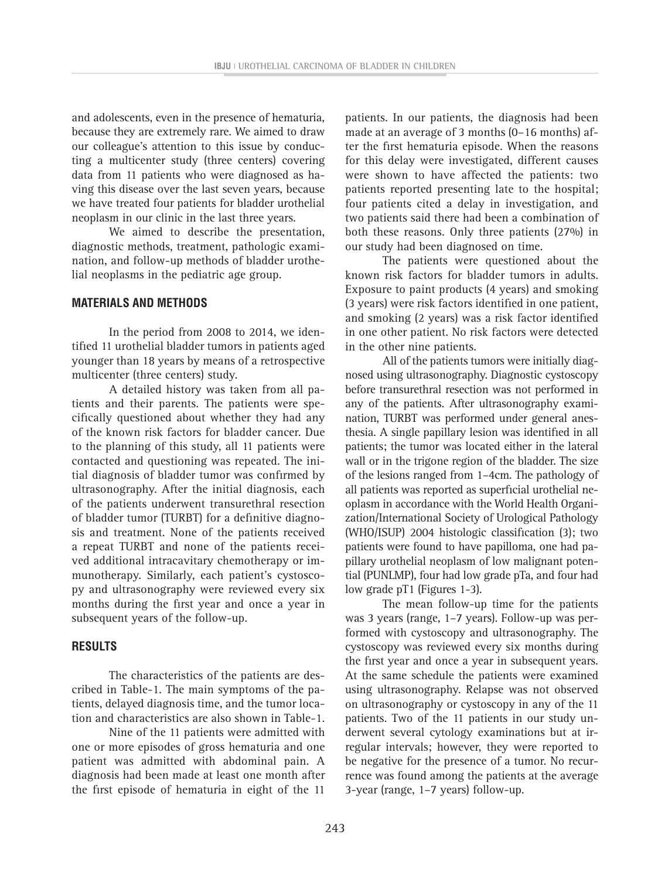and adolescents, even in the presence of hematuria, because they are extremely rare. We aimed to draw our colleague's attention to this issue by conducting a multicenter study (three centers) covering data from 11 patients who were diagnosed as having this disease over the last seven years, because we have treated four patients for bladder urothelial neoplasm in our clinic in the last three years.

We aimed to describe the presentation, diagnostic methods, treatment, pathologic examination, and follow-up methods of bladder urothelial neoplasms in the pediatric age group.

## MATERIALS AND METHODS

In the period from 2008 to 2014, we identified 11 urothelial bladder tumors in patients aged younger than 18 years by means of a retrospective multicenter (three centers) study.

A detailed history was taken from all patients and their parents. The patients were specifically questioned about whether they had any of the known risk factors for bladder cancer. Due to the planning of this study, all 11 patients were contacted and questioning was repeated. The initial diagnosis of bladder tumor was confirmed by ultrasonography. After the initial diagnosis, each of the patients underwent transurethral resection of bladder tumor (TURBT) for a definitive diagnosis and treatment. None of the patients received a repeat TURBT and none of the patients received additional intracavitary chemotherapy or immunotherapy. Similarly, each patient's cystoscopy and ultrasonography were reviewed every six months during the first year and once a year in subsequent years of the follow-up.

## RESULTS

The characteristics of the patients are described in Table-1. The main symptoms of the patients, delayed diagnosis time, and the tumor location and characteristics are also shown in Table-1.

Nine of the 11 patients were admitted with one or more episodes of gross hematuria and one patient was admitted with abdominal pain. A diagnosis had been made at least one month after the first episode of hematuria in eight of the 11 patients. In our patients, the diagnosis had been made at an average of 3 months (0–16 months) after the first hematuria episode. When the reasons for this delay were investigated, different causes were shown to have affected the patients: two patients reported presenting late to the hospital; four patients cited a delay in investigation, and two patients said there had been a combination of both these reasons. Only three patients (27%) in our study had been diagnosed on time.

The patients were questioned about the known risk factors for bladder tumors in adults. Exposure to paint products (4 years) and smoking (3 years) were risk factors identified in one patient, and smoking (2 years) was a risk factor identified in one other patient. No risk factors were detected in the other nine patients.

All of the patients tumors were initially diagnosed using ultrasonography. Diagnostic cystoscopy before transurethral resection was not performed in any of the patients. After ultrasonography examination, TURBT was performed under general anesthesia. A single papillary lesion was identified in all patients; the tumor was located either in the lateral wall or in the trigone region of the bladder. The size of the lesions ranged from 1–4cm. The pathology of all patients was reported as superficial urothelial neoplasm in accordance with the World Health Organization/International Society of Urological Pathology (WHO/ISUP) 2004 histologic classification (3); two patients were found to have papilloma, one had papillary urothelial neoplasm of low malignant potential (PUNLMP), four had low grade pTa, and four had low grade pT1 (Figures 1-3).

The mean follow-up time for the patients was 3 years (range, 1–7 years). Follow-up was performed with cystoscopy and ultrasonography. The cystoscopy was reviewed every six months during the first year and once a year in subsequent years. At the same schedule the patients were examined using ultrasonography. Relapse was not observed on ultrasonography or cystoscopy in any of the 11 patients. Two of the 11 patients in our study underwent several cytology examinations but at irregular intervals; however, they were reported to be negative for the presence of a tumor. No recurrence was found among the patients at the average 3-year (range, 1–7 years) follow-up.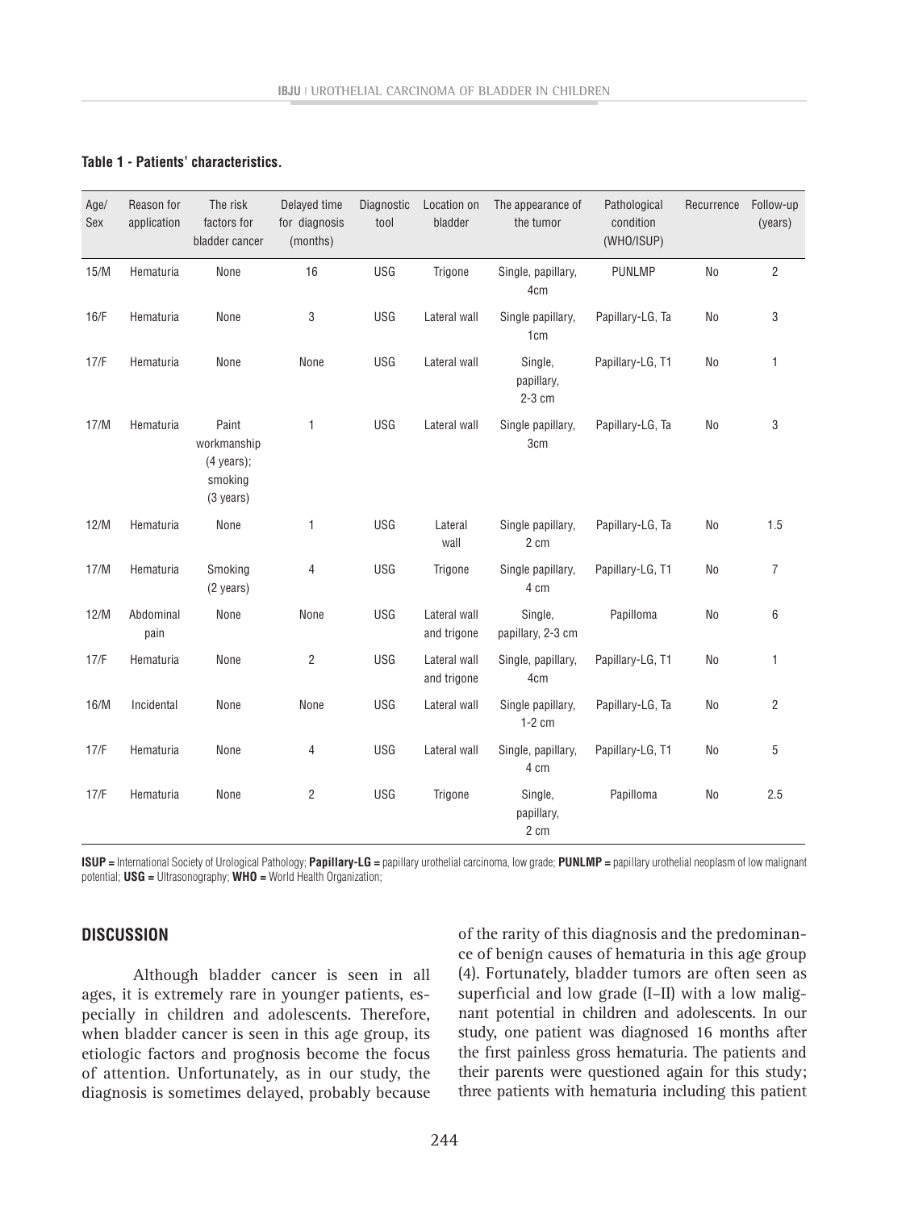**Table 1 - Patients' characteristics.**

| Age/ Sex | Reason for application | The risk factors for bladder cancer | Delayed time for diagnosis (months) | Diagnostic tool | Location on bladder | The appearance of the tumor | Pathological condition (WHO/ISUP) | Recurrence | Follow-up (years) |
|---|---|---|---|---|---|---|---|---|---|
| 15/M | Hematuria | None | 16 | USG | Trigone | Single, papillary, 4cm | PUNLMP | No | 2 |
| 16/F | Hematuria | None | 3 | USG | Lateral wall | Single papillary, 1cm | Papillary-LG, Ta | No | 3 |
| 17/F | Hematuria | None | None | USG | Lateral wall | Single, papillary, 2-3 cm | Papillary-LG, T1 | No | 1 |
| 17/M | Hematuria | Paint workmanship (4 years); smoking (3 years) | 1 | USG | Lateral wall | Single papillary, 3cm | Papillary-LG, Ta | No | 3 |
| 12/M | Hematuria | None | 1 | USG | Lateral wall | Single papillary, 2 cm | Papillary-LG, Ta | No | 1.5 |
| 17/M | Hematuria | Smoking (2 years) | 4 | USG | Trigone | Single papillary, 4 cm | Papillary-LG, T1 | No | 7 |
| 12/M | Abdominal pain | None | None | USG | Lateral wall and trigone | Single, papillary, 2-3 cm | Papilloma | No | 6 |
| 17/F | Hematuria | None | 2 | USG | Lateral wall and trigone | Single, papillary, 4cm | Papillary-LG, T1 | No | 1 |
| 16/M | Incidental | None | None | USG | Lateral wall | Single papillary, 1-2 cm | Papillary-LG, Ta | No | 2 |
| 17/F | Hematuria | None | 4 | USG | Lateral wall | Single, papillary, 4 cm | Papillary-LG, T1 | No | 5 |
| 17/F | Hematuria | None | 2 | USG | Trigone | Single, papillary, 2 cm | Papilloma | No | 2.5 |

**ISUP =** International Society of Urological Pathology; **Papillary-LG =** papillary urothelial carcinoma, low grade; **PUNLMP =** papillary urothelial neoplasm of low malignant potential; **USG =** Ultrasonography; **WHO =** World Health Organization;

## DISCUSSION

Although bladder cancer is seen in all ages, it is extremely rare in younger patients, especially in children and adolescents. Therefore, when bladder cancer is seen in this age group, its etiologic factors and prognosis become the focus of attention. Unfortunately, as in our study, the diagnosis is sometimes delayed, probably because of the rarity of this diagnosis and the predominance of benign causes of hematuria in this age group (4). Fortunately, bladder tumors are often seen as superficial and low grade (I–II) with a low malignant potential in children and adolescents. In our study, one patient was diagnosed 16 months after the first painless gross hematuria. The patients and their parents were questioned again for this study; three patients with hematuria including this patient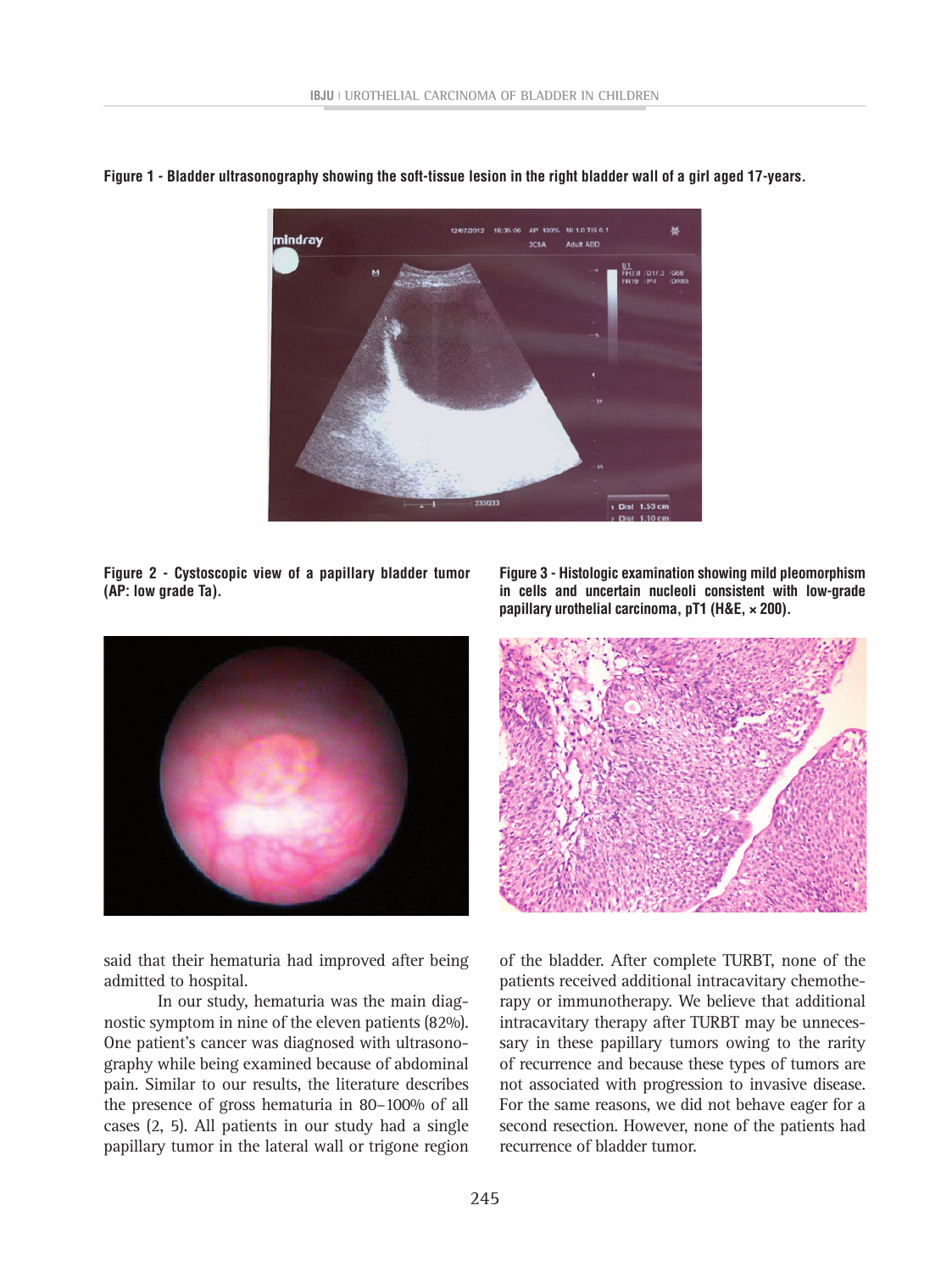**Figure 1 - Bladder ultrasonography showing the soft-tissue lesion in the right bladder wall of a girl aged 17-years.**

**Figure 2 - Cystoscopic view of a papillary bladder tumor (AP: low grade Ta).**

**Figure 3 - Histologic examination showing mild pleomorphism in cells and uncertain nucleoli consistent with low-grade papillary urothelial carcinoma, pT1 (H&E, × 200).**

said that their hematuria had improved after being admitted to hospital.

In our study, hematuria was the main diagnostic symptom in nine of the eleven patients (82%). One patient's cancer was diagnosed with ultrasonography while being examined because of abdominal pain. Similar to our results, the literature describes the presence of gross hematuria in 80–100% of all cases (2, 5). All patients in our study had a single papillary tumor in the lateral wall or trigone region of the bladder. After complete TURBT, none of the patients received additional intracavitary chemotherapy or immunotherapy. We believe that additional intracavitary therapy after TURBT may be unnecessary in these papillary tumors owing to the rarity of recurrence and because these types of tumors are not associated with progression to invasive disease. For the same reasons, we did not behave eager for a second resection. However, none of the patients had recurrence of bladder tumor.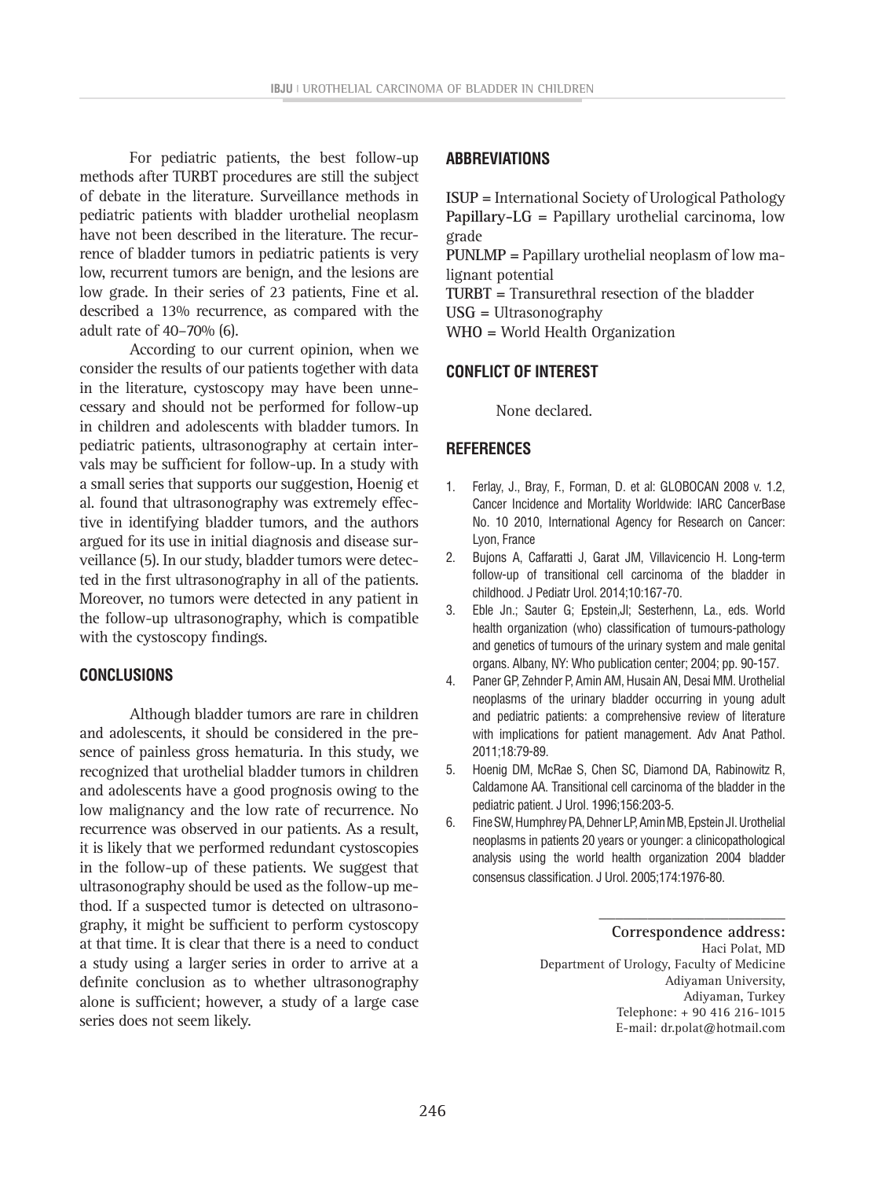For pediatric patients, the best follow-up methods after TURBT procedures are still the subject of debate in the literature. Surveillance methods in pediatric patients with bladder urothelial neoplasm have not been described in the literature. The recurrence of bladder tumors in pediatric patients is very low, recurrent tumors are benign, and the lesions are low grade. In their series of 23 patients, Fine et al. described a 13% recurrence, as compared with the adult rate of 40–70% (6).

According to our current opinion, when we consider the results of our patients together with data in the literature, cystoscopy may have been unnecessary and should not be performed for follow-up in children and adolescents with bladder tumors. In pediatric patients, ultrasonography at certain intervals may be sufficient for follow-up. In a study with a small series that supports our suggestion, Hoenig et al. found that ultrasonography was extremely effective in identifying bladder tumors, and the authors argued for its use in initial diagnosis and disease surveillance (5). In our study, bladder tumors were detected in the first ultrasonography in all of the patients. Moreover, no tumors were detected in any patient in the follow-up ultrasonography, which is compatible with the cystoscopy findings.

## CONCLUSIONS

Although bladder tumors are rare in children and adolescents, it should be considered in the presence of painless gross hematuria. In this study, we recognized that urothelial bladder tumors in children and adolescents have a good prognosis owing to the low malignancy and the low rate of recurrence. No recurrence was observed in our patients. As a result, it is likely that we performed redundant cystoscopies in the follow-up of these patients. We suggest that ultrasonography should be used as the follow-up method. If a suspected tumor is detected on ultrasonography, it might be sufficient to perform cystoscopy at that time. It is clear that there is a need to conduct a study using a larger series in order to arrive at a definite conclusion as to whether ultrasonography alone is sufficient; however, a study of a large case series does not seem likely.

## ABBREVIATIONS

**ISUP** = International Society of Urological Pathology
**Papillary-LG** = Papillary urothelial carcinoma, low grade
**PUNLMP** = Papillary urothelial neoplasm of low malignant potential
**TURBT** = Transurethral resection of the bladder
**USG** = Ultrasonography
**WHO** = World Health Organization

## CONFLICT OF INTEREST

None declared.

## REFERENCES

1. Ferlay, J., Bray, F., Forman, D. et al: GLOBOCAN 2008 v. 1.2, Cancer Incidence and Mortality Worldwide: IARC CancerBase No. 10 2010, International Agency for Research on Cancer: Lyon, France
2. Bujons A, Caffaratti J, Garat JM, Villavicencio H. Long-term follow-up of transitional cell carcinoma of the bladder in childhood. J Pediatr Urol. 2014;10:167-70.
3. Eble Jn.; Sauter G; Epstein,Jl; Sesterhenn, La., eds. World health organization (who) classification of tumours-pathology and genetics of tumours of the urinary system and male genital organs. Albany, NY: Who publication center; 2004; pp. 90-157.
4. Paner GP, Zehnder P, Amin AM, Husain AN, Desai MM. Urothelial neoplasms of the urinary bladder occurring in young adult and pediatric patients: a comprehensive review of literature with implications for patient management. Adv Anat Pathol. 2011;18:79-89.
5. Hoenig DM, McRae S, Chen SC, Diamond DA, Rabinowitz R, Caldamone AA. Transitional cell carcinoma of the bladder in the pediatric patient. J Urol. 1996;156:203-5.
6. Fine SW, Humphrey PA, Dehner LP, Amin MB, Epstein JI. Urothelial neoplasms in patients 20 years or younger: a clinicopathological analysis using the world health organization 2004 bladder consensus classification. J Urol. 2005;174:1976-80.

**Correspondence address:**
Haci Polat, MD
Department of Urology, Faculty of Medicine
Adiyaman University,
Adiyaman, Turkey
Telephone: + 90 416 216-1015
E-mail: dr.polat@hotmail.com